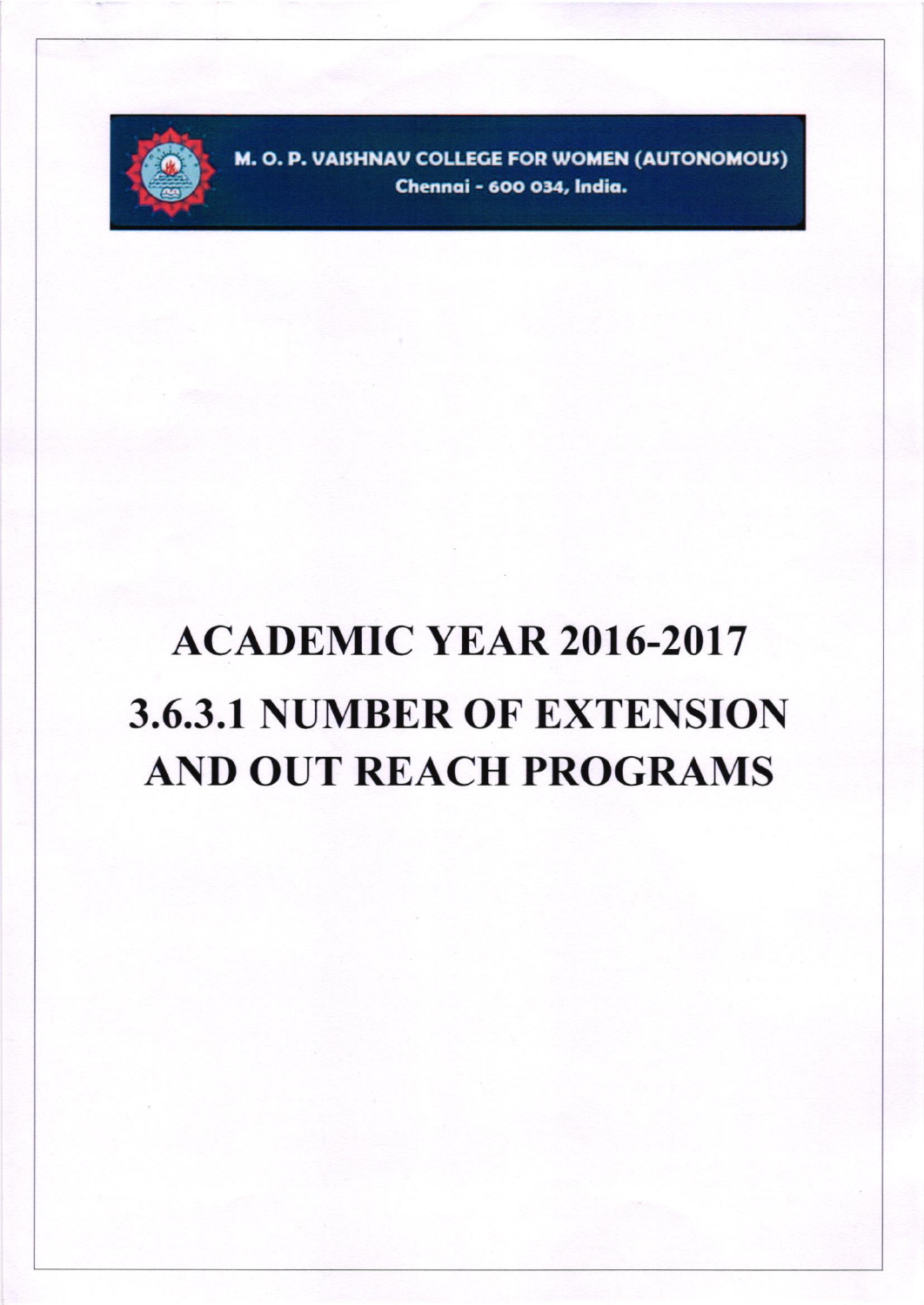**M. O. P. VAISHNAV COLLEGE FOR WOMEN (AUTONOMOUS)**
**Chennai - 600 034, India.**

# ACADEMIC YEAR 2016-2017

# 3.6.3.1 NUMBER OF EXTENSION AND OUT REACH PROGRAMS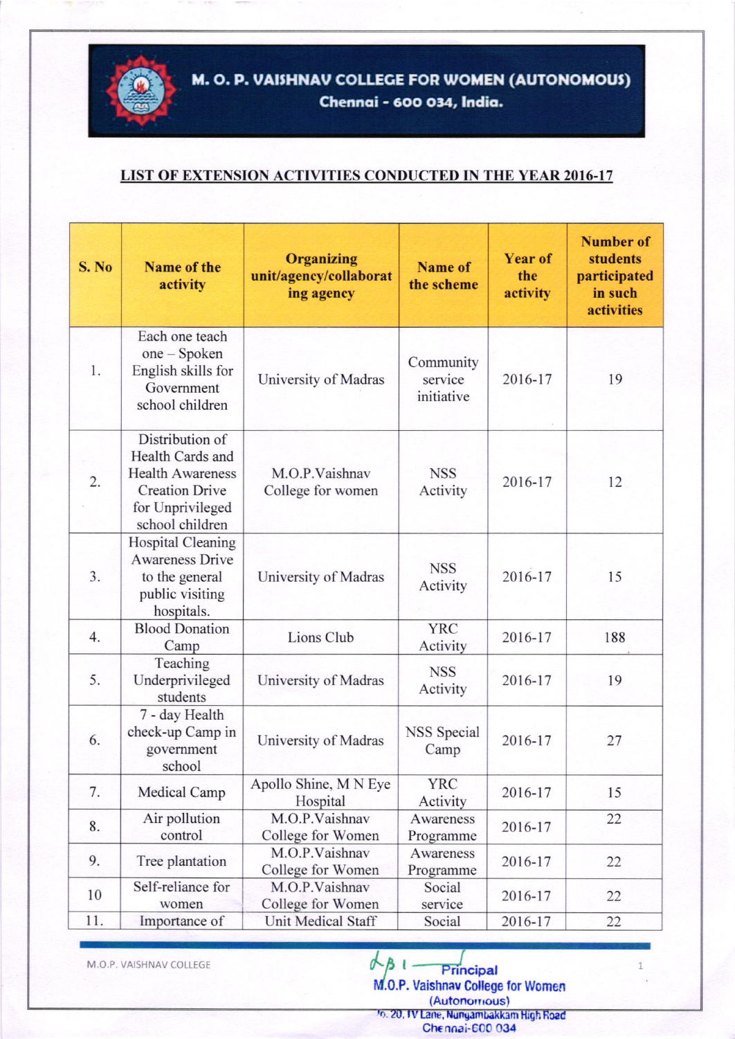**M. O. P. VAISHNAV COLLEGE FOR WOMEN (AUTONOMOUS)**
**Chennai - 600 034, India.**

## LIST OF EXTENSION ACTIVITIES CONDUCTED IN THE YEAR 2016-17

| S. No | Name of the activity | Organizing unit/agency/collaborating agency | Name of the scheme | Year of the activity | Number of students participated in such activities |
|---|---|---|---|---|---|
| 1. | Each one teach one – Spoken English skills for Government school children | University of Madras | Community service initiative | 2016-17 | 19 |
| 2. | Distribution of Health Cards and Health Awareness Creation Drive for Unprivileged school children | M.O.P.Vaishnav College for women | NSS Activity | 2016-17 | 12 |
| 3. | Hospital Cleaning Awareness Drive to the general public visiting hospitals. | University of Madras | NSS Activity | 2016-17 | 15 |
| 4. | Blood Donation Camp | Lions Club | YRC Activity | 2016-17 | 188 |
| 5. | Teaching Underprivileged students | University of Madras | NSS Activity | 2016-17 | 19 |
| 6. | 7 - day Health check-up Camp in government school | University of Madras | NSS Special Camp | 2016-17 | 27 |
| 7. | Medical Camp | Apollo Shine, M N Eye Hospital | YRC Activity | 2016-17 | 15 |
| 8. | Air pollution control | M.O.P.Vaishnav College for Women | Awareness Programme | 2016-17 | 22 |
| 9. | Tree plantation | M.O.P.Vaishnav College for Women | Awareness Programme | 2016-17 | 22 |
| 10 | Self-reliance for women | M.O.P.Vaishnav College for Women | Social service | 2016-17 | 22 |
| 11. | Importance of | Unit Medical Staff | Social | 2016-17 | 22 |

M.O.P. VAISHNAV COLLEGE

Principal
M.O.P. Vaishnav College for Women
(Autonomous)
No. 20, IV Lane, Nungambakkam High Road
Chennai-600 034